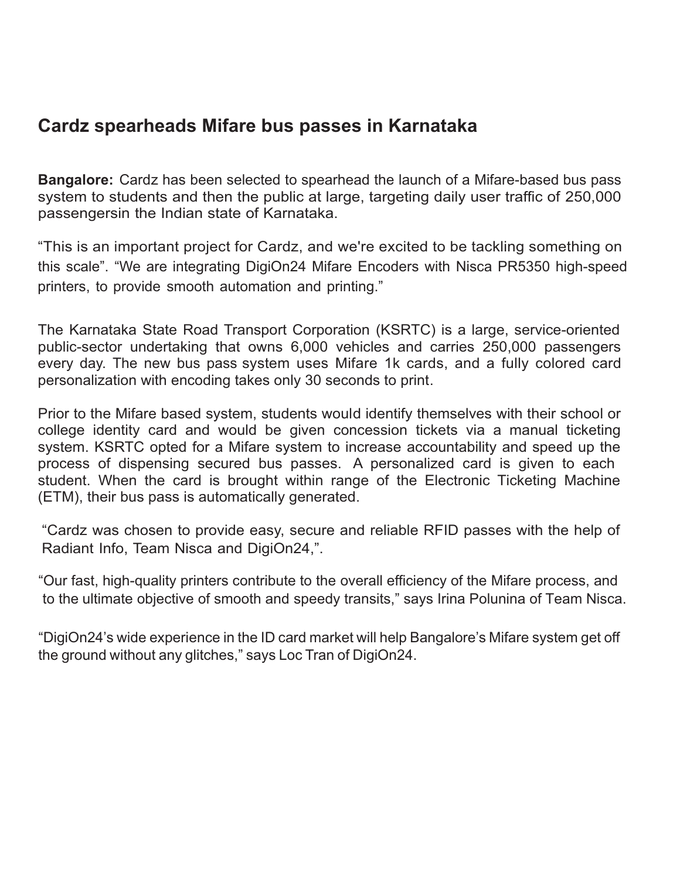# Cardz spearheads Mifare bus passes in Karnataka

**Bangalore:** Cardz has been selected to spearhead the launch of a Mifare-based bus pass system to students and then the public at large, targeting daily user traffic of 250,000 passengersin the Indian state of Karnataka.

“This is an important project for Cardz, and we're excited to be tackling something on this scale”. “We are integrating DigiOn24 Mifare Encoders with Nisca PR5350 high-speed printers, to provide smooth automation and printing.”

The Karnataka State Road Transport Corporation (KSRTC) is a large, service-oriented public-sector undertaking that owns 6,000 vehicles and carries 250,000 passengers every day. The new bus pass system uses Mifare 1k cards, and a fully colored card personalization with encoding takes only 30 seconds to print.

Prior to the Mifare based system, students would identify themselves with their school or college identity card and would be given concession tickets via a manual ticketing system. KSRTC opted for a Mifare system to increase accountability and speed up the process of dispensing secured bus passes. A personalized card is given to each student. When the card is brought within range of the Electronic Ticketing Machine (ETM), their bus pass is automatically generated.

“Cardz was chosen to provide easy, secure and reliable RFID passes with the help of Radiant Info, Team Nisca and DigiOn24,”.

“Our fast, high-quality printers contribute to the overall efficiency of the Mifare process, and to the ultimate objective of smooth and speedy transits,” says Irina Polunina of Team Nisca.

“DigiOn24’s wide experience in the ID card market will help Bangalore’s Mifare system get off the ground without any glitches,” says Loc Tran of DigiOn24.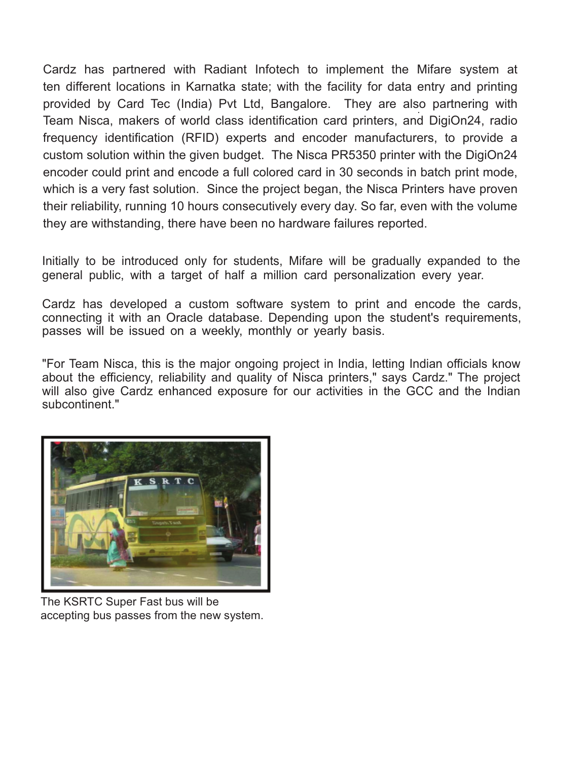Cardz has partnered with Radiant Infotech to implement the Mifare system at ten different locations in Karnatka state; with the facility for data entry and printing provided by Card Tec (India) Pvt Ltd, Bangalore. They are also partnering with Team Nisca, makers of world class identification card printers, and DigiOn24, radio frequency identification (RFID) experts and encoder manufacturers, to provide a custom solution within the given budget. The Nisca PR5350 printer with the DigiOn24 encoder could print and encode a full colored card in 30 seconds in batch print mode, which is a very fast solution. Since the project began, the Nisca Printers have proven their reliability, running 10 hours consecutively every day. So far, even with the volume they are withstanding, there have been no hardware failures reported.

Initially to be introduced only for students, Mifare will be gradually expanded to the general public, with a target of half a million card personalization every year.

Cardz has developed a custom software system to print and encode the cards, connecting it with an Oracle database. Depending upon the student's requirements, passes will be issued on a weekly, monthly or yearly basis.

"For Team Nisca, this is the major ongoing project in India, letting Indian officials know about the efficiency, reliability and quality of Nisca printers," says Cardz." The project will also give Cardz enhanced exposure for our activities in the GCC and the Indian subcontinent."

The KSRTC Super Fast bus will be accepting bus passes from the new system.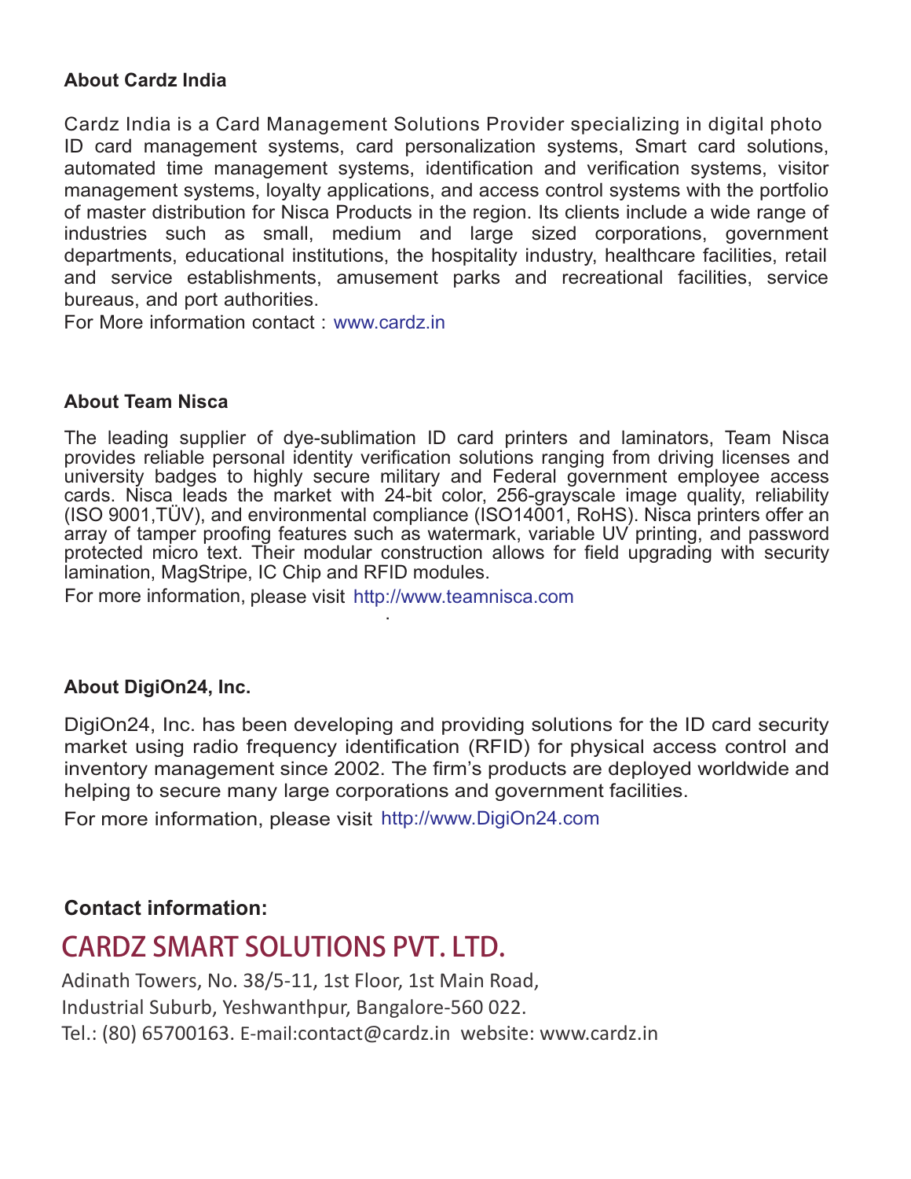**About Cardz India**

Cardz India is a Card Management Solutions Provider specializing in digital photo ID card management systems, card personalization systems, Smart card solutions, automated time management systems, identification and verification systems, visitor management systems, loyalty applications, and access control systems with the portfolio of master distribution for Nisca Products in the region. Its clients include a wide range of industries such as small, medium and large sized corporations, government departments, educational institutions, the hospitality industry, healthcare facilities, retail and service establishments, amusement parks and recreational facilities, service bureaus, and port authorities.

For More information contact : www.cardz.in

**About Team Nisca**

The leading supplier of dye-sublimation ID card printers and laminators, Team Nisca provides reliable personal identity verification solutions ranging from driving licenses and university badges to highly secure military and Federal government employee access cards. Nisca leads the market with 24-bit color, 256-grayscale image quality, reliability (ISO 9001,TÜV), and environmental compliance (ISO14001, RoHS). Nisca printers offer an array of tamper proofing features such as watermark, variable UV printing, and password protected micro text. Their modular construction allows for field upgrading with security lamination, MagStripe, IC Chip and RFID modules.

For more information, please visit http://www.teamnisca.com

**About DigiOn24, Inc.**

DigiOn24, Inc. has been developing and providing solutions for the ID card security market using radio frequency identification (RFID) for physical access control and inventory management since 2002. The firm's products are deployed worldwide and helping to secure many large corporations and government facilities.

For more information, please visit http://www.DigiOn24.com

**Contact information:**

## CARDZ SMART SOLUTIONS PVT. LTD.

Adinath Towers, No. 38/5-11, 1st Floor, 1st Main Road,
Industrial Suburb, Yeshwanthpur, Bangalore-560 022.
Tel.: (80) 65700163. E-mail:contact@cardz.in website: www.cardz.in